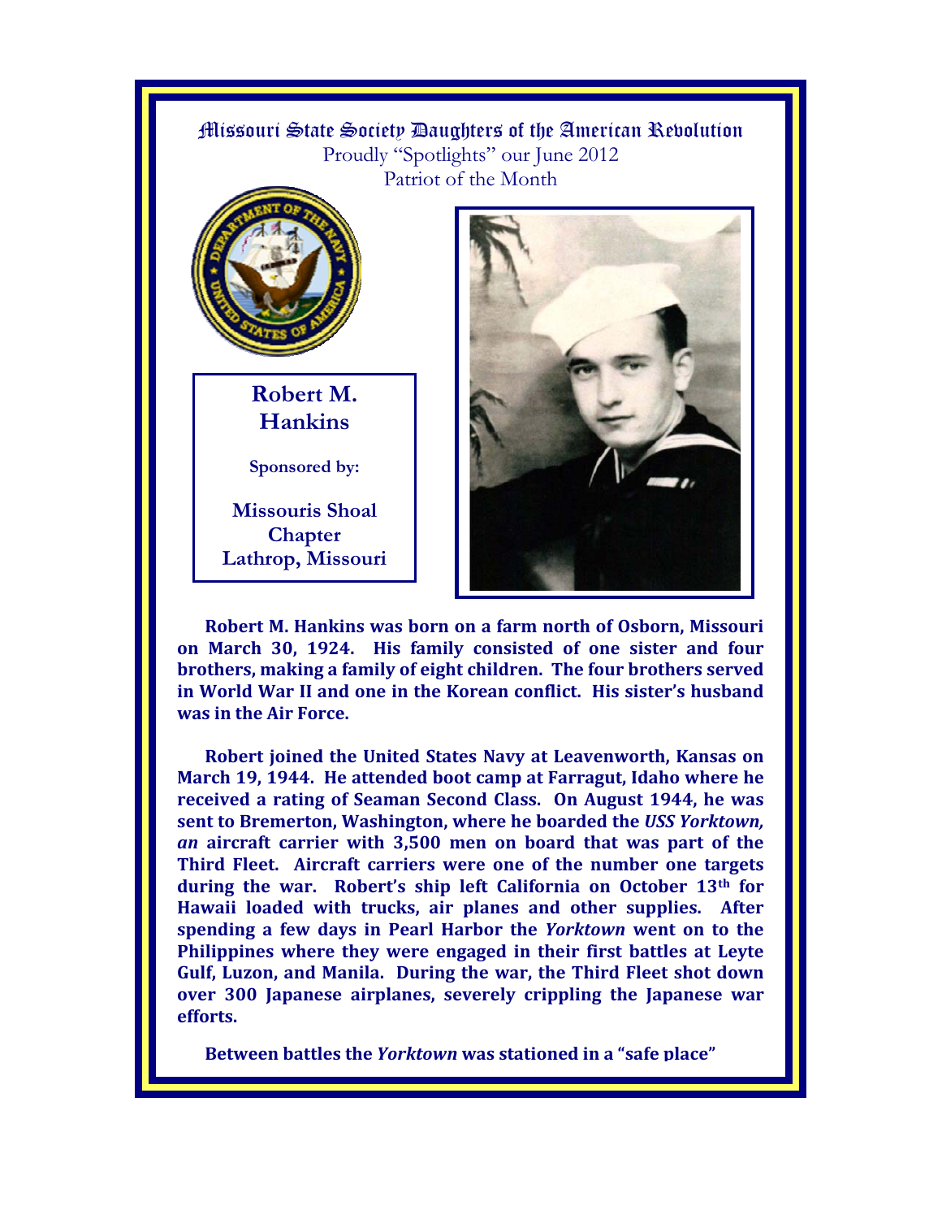# Missouri State Society Daughters of the American Revolution

Proudly "Spotlights" our June 2012
Patriot of the Month

**Robert M. Hankins**

**Sponsored by:**

**Missouris Shoal Chapter**
**Lathrop, Missouri**

**Robert M. Hankins was born on a farm north of Osborn, Missouri on March 30, 1924. His family consisted of one sister and four brothers, making a family of eight children. The four brothers served in World War II and one in the Korean conflict. His sister's husband was in the Air Force.**

**Robert joined the United States Navy at Leavenworth, Kansas on March 19, 1944. He attended boot camp at Farragut, Idaho where he received a rating of Seaman Second Class. On August 1944, he was sent to Bremerton, Washington, where he boarded the *USS Yorktown, an* aircraft carrier with 3,500 men on board that was part of the Third Fleet. Aircraft carriers were one of the number one targets during the war. Robert's ship left California on October 13th for Hawaii loaded with trucks, air planes and other supplies. After spending a few days in Pearl Harbor the *Yorktown* went on to the Philippines where they were engaged in their first battles at Leyte Gulf, Luzon, and Manila. During the war, the Third Fleet shot down over 300 Japanese airplanes, severely crippling the Japanese war efforts.**

**Between battles the *Yorktown* was stationed in a "safe place"**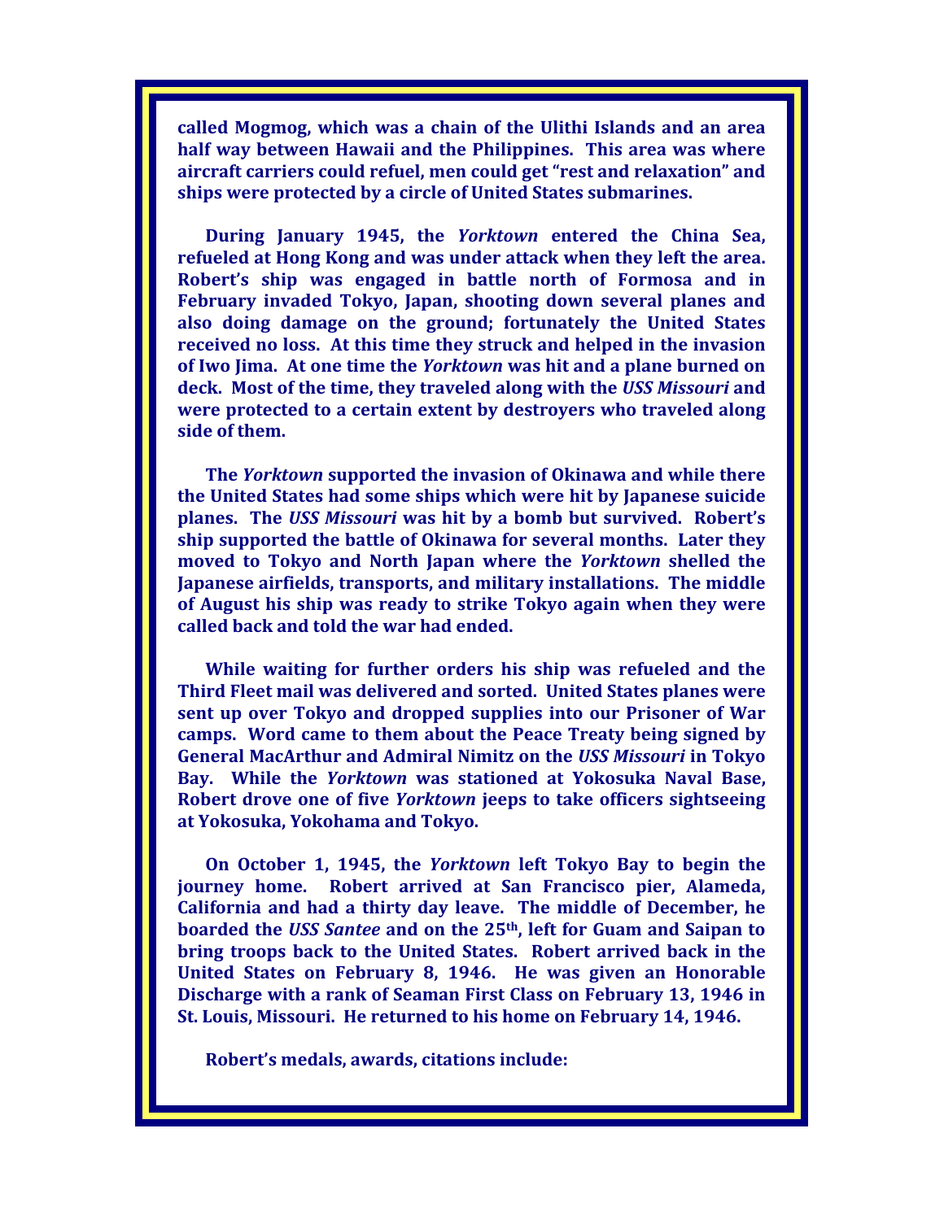**called Mogmog, which was a chain of the Ulithi Islands and an area half way between Hawaii and the Philippines. This area was where aircraft carriers could refuel, men could get "rest and relaxation" and ships were protected by a circle of United States submarines.**

**During January 1945, the *Yorktown* entered the China Sea, refueled at Hong Kong and was under attack when they left the area. Robert's ship was engaged in battle north of Formosa and in February invaded Tokyo, Japan, shooting down several planes and also doing damage on the ground; fortunately the United States received no loss. At this time they struck and helped in the invasion of Iwo Jima. At one time the *Yorktown* was hit and a plane burned on deck. Most of the time, they traveled along with the *USS Missouri* and were protected to a certain extent by destroyers who traveled along side of them.**

**The *Yorktown* supported the invasion of Okinawa and while there the United States had some ships which were hit by Japanese suicide planes. The *USS Missouri* was hit by a bomb but survived. Robert's ship supported the battle of Okinawa for several months. Later they moved to Tokyo and North Japan where the *Yorktown* shelled the Japanese airfields, transports, and military installations. The middle of August his ship was ready to strike Tokyo again when they were called back and told the war had ended.**

**While waiting for further orders his ship was refueled and the Third Fleet mail was delivered and sorted. United States planes were sent up over Tokyo and dropped supplies into our Prisoner of War camps. Word came to them about the Peace Treaty being signed by General MacArthur and Admiral Nimitz on the *USS Missouri* in Tokyo Bay. While the *Yorktown* was stationed at Yokosuka Naval Base, Robert drove one of five *Yorktown* jeeps to take officers sightseeing at Yokosuka, Yokohama and Tokyo.**

**On October 1, 1945, the *Yorktown* left Tokyo Bay to begin the journey home. Robert arrived at San Francisco pier, Alameda, California and had a thirty day leave. The middle of December, he boarded the *USS Santee* and on the 25th, left for Guam and Saipan to bring troops back to the United States. Robert arrived back in the United States on February 8, 1946. He was given an Honorable Discharge with a rank of Seaman First Class on February 13, 1946 in St. Louis, Missouri. He returned to his home on February 14, 1946.**

**Robert's medals, awards, citations include:**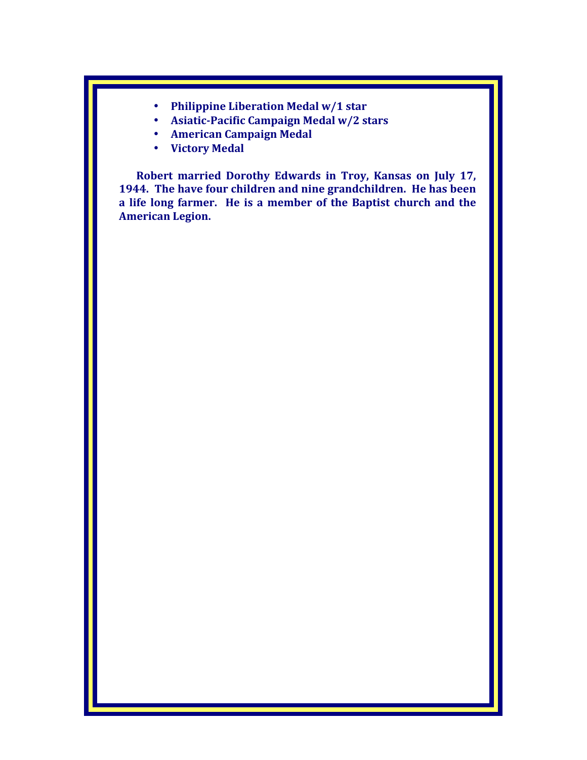- **Philippine Liberation Medal w/1 star**
- **Asiatic-Pacific Campaign Medal w/2 stars**
- **American Campaign Medal**
- **Victory Medal**

**Robert married Dorothy Edwards in Troy, Kansas on July 17, 1944. The have four children and nine grandchildren. He has been a life long farmer. He is a member of the Baptist church and the American Legion.**